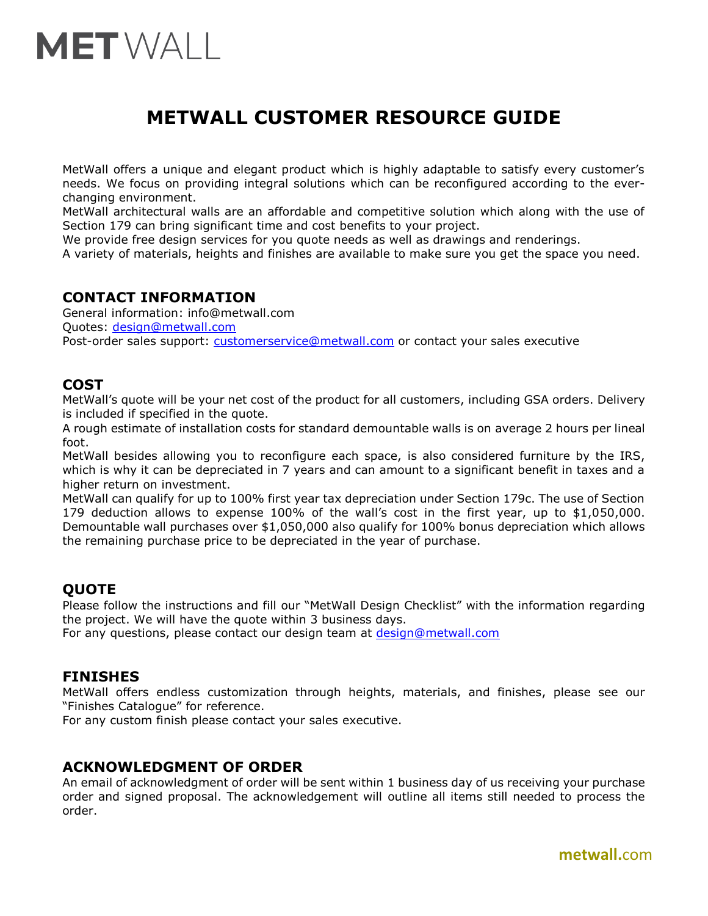# METWALL

## METWALL CUSTOMER RESOURCE GUIDE

MetWall offers a unique and elegant product which is highly adaptable to satisfy every customer's needs. We focus on providing integral solutions which can be reconfigured according to the ever-changing environment.
MetWall architectural walls are an affordable and competitive solution which along with the use of Section 179 can bring significant time and cost benefits to your project.
We provide free design services for you quote needs as well as drawings and renderings.
A variety of materials, heights and finishes are available to make sure you get the space you need.

### CONTACT INFORMATION

General information: info@metwall.com
Quotes: design@metwall.com
Post-order sales support: customerservice@metwall.com or contact your sales executive

### COST

MetWall's quote will be your net cost of the product for all customers, including GSA orders. Delivery is included if specified in the quote.
A rough estimate of installation costs for standard demountable walls is on average 2 hours per lineal foot.
MetWall besides allowing you to reconfigure each space, is also considered furniture by the IRS, which is why it can be depreciated in 7 years and can amount to a significant benefit in taxes and a higher return on investment.
MetWall can qualify for up to 100% first year tax depreciation under Section 179c. The use of Section 179 deduction allows to expense 100% of the wall's cost in the first year, up to $1,050,000. Demountable wall purchases over $1,050,000 also qualify for 100% bonus depreciation which allows the remaining purchase price to be depreciated in the year of purchase.

### QUOTE

Please follow the instructions and fill our "MetWall Design Checklist" with the information regarding the project. We will have the quote within 3 business days.
For any questions, please contact our design team at design@metwall.com

### FINISHES

MetWall offers endless customization through heights, materials, and finishes, please see our "Finishes Catalogue" for reference.
For any custom finish please contact your sales executive.

### ACKNOWLEDGMENT OF ORDER

An email of acknowledgment of order will be sent within 1 business day of us receiving your purchase order and signed proposal. The acknowledgement will outline all items still needed to process the order.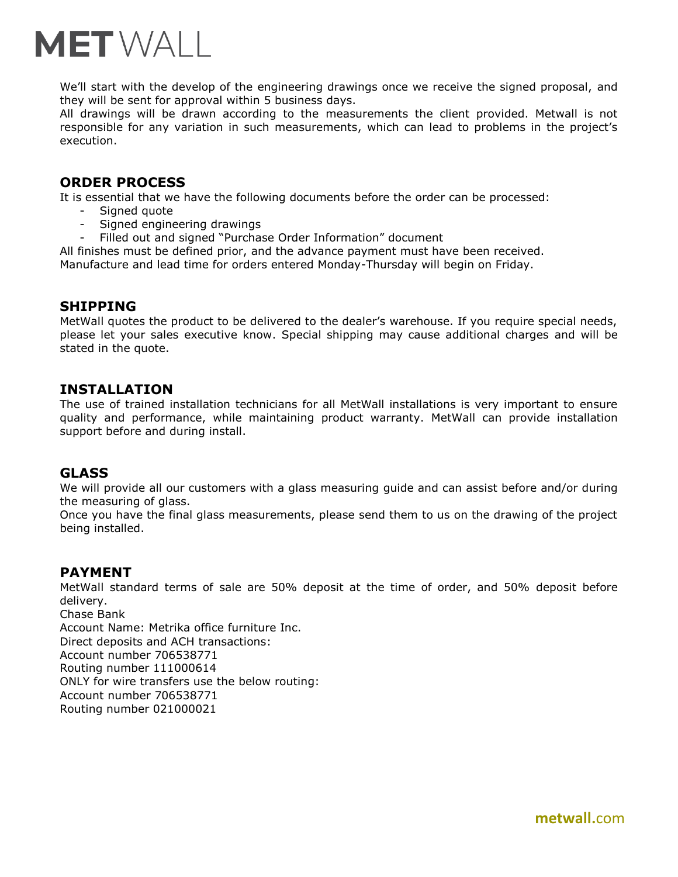We'll start with the develop of the engineering drawings once we receive the signed proposal, and they will be sent for approval within 5 business days.
All drawings will be drawn according to the measurements the client provided. Metwall is not responsible for any variation in such measurements, which can lead to problems in the project's execution.

## ORDER PROCESS

It is essential that we have the following documents before the order can be processed:

- Signed quote
- Signed engineering drawings
- Filled out and signed "Purchase Order Information" document

All finishes must be defined prior, and the advance payment must have been received.
Manufacture and lead time for orders entered Monday-Thursday will begin on Friday.

## SHIPPING

MetWall quotes the product to be delivered to the dealer's warehouse. If you require special needs, please let your sales executive know. Special shipping may cause additional charges and will be stated in the quote.

## INSTALLATION

The use of trained installation technicians for all MetWall installations is very important to ensure quality and performance, while maintaining product warranty. MetWall can provide installation support before and during install.

## GLASS

We will provide all our customers with a glass measuring guide and can assist before and/or during the measuring of glass.
Once you have the final glass measurements, please send them to us on the drawing of the project being installed.

## PAYMENT

MetWall standard terms of sale are 50% deposit at the time of order, and 50% deposit before delivery.
Chase Bank
Account Name: Metrika office furniture Inc.
Direct deposits and ACH transactions:
Account number 706538771
Routing number 111000614
ONLY for wire transfers use the below routing:
Account number 706538771
Routing number 021000021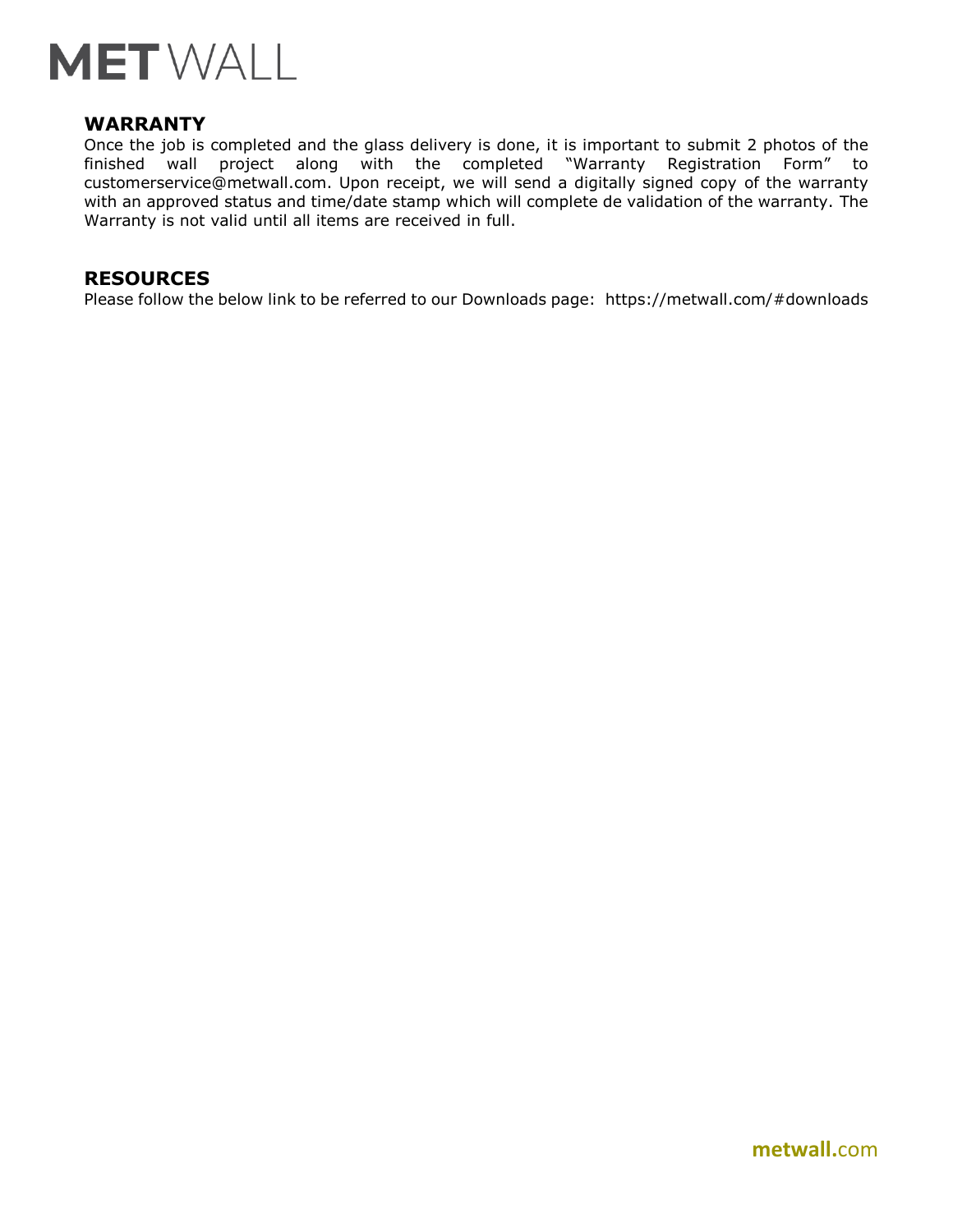## WARRANTY

Once the job is completed and the glass delivery is done, it is important to submit 2 photos of the finished wall project along with the completed "Warranty Registration Form" to customerservice@metwall.com. Upon receipt, we will send a digitally signed copy of the warranty with an approved status and time/date stamp which will complete de validation of the warranty. The Warranty is not valid until all items are received in full.

## RESOURCES

Please follow the below link to be referred to our Downloads page: https://metwall.com/#downloads